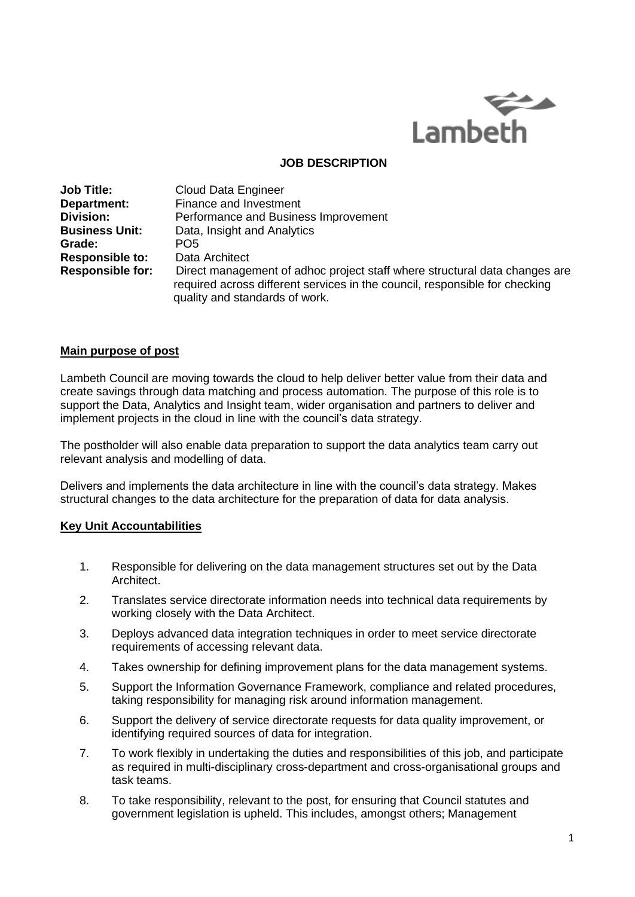Lambeth

**JOB DESCRIPTION**

**Job Title:** Cloud Data Engineer
**Department:** Finance and Investment
**Division:** Performance and Business Improvement
**Business Unit:** Data, Insight and Analytics
**Grade:** PO5
**Responsible to:** Data Architect
**Responsible for:** Direct management of adhoc project staff where structural data changes are required across different services in the council, responsible for checking quality and standards of work.

## Main purpose of post

Lambeth Council are moving towards the cloud to help deliver better value from their data and create savings through data matching and process automation. The purpose of this role is to support the Data, Analytics and Insight team, wider organisation and partners to deliver and implement projects in the cloud in line with the council's data strategy.

The postholder will also enable data preparation to support the data analytics team carry out relevant analysis and modelling of data.

Delivers and implements the data architecture in line with the council's data strategy. Makes structural changes to the data architecture for the preparation of data for data analysis.

## Key Unit Accountabilities

1. Responsible for delivering on the data management structures set out by the Data Architect.
2. Translates service directorate information needs into technical data requirements by working closely with the Data Architect.
3. Deploys advanced data integration techniques in order to meet service directorate requirements of accessing relevant data.
4. Takes ownership for defining improvement plans for the data management systems.
5. Support the Information Governance Framework, compliance and related procedures, taking responsibility for managing risk around information management.
6. Support the delivery of service directorate requests for data quality improvement, or identifying required sources of data for integration.
7. To work flexibly in undertaking the duties and responsibilities of this job, and participate as required in multi-disciplinary cross-department and cross-organisational groups and task teams.
8. To take responsibility, relevant to the post, for ensuring that Council statutes and government legislation is upheld. This includes, amongst others; Management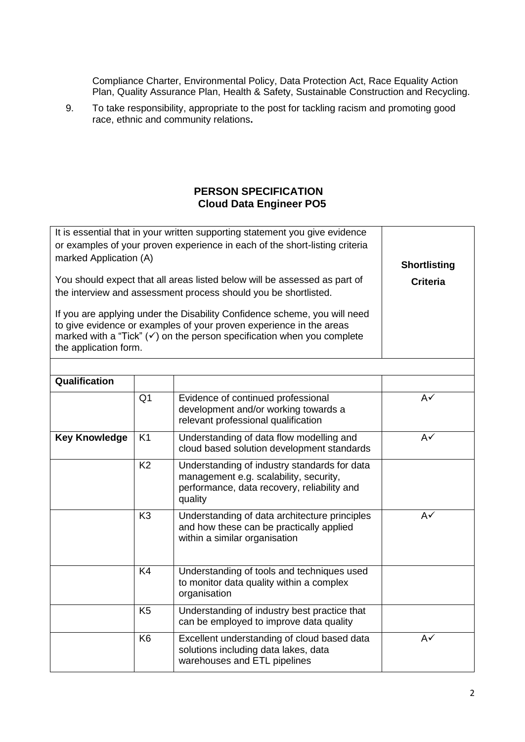Compliance Charter, Environmental Policy, Data Protection Act, Race Equality Action Plan, Quality Assurance Plan, Health & Safety, Sustainable Construction and Recycling.

9. To take responsibility, appropriate to the post for tackling racism and promoting good race, ethnic and community relations**.**

## PERSON SPECIFICATION
## Cloud Data Engineer PO5

| It is essential that in your written supporting statement you give evidence or examples of your proven experience in each of the short-listing criteria marked Application (A)<br><br>You should expect that all areas listed below will be assessed as part of the interview and assessment process should you be shortlisted.<br><br>If you are applying under the Disability Confidence scheme, you will need to give evidence or examples of your proven experience in the areas marked with a "Tick" (✓) on the person specification when you complete the application form. | | | **Shortlisting Criteria** |
|---|---|---|---|
| | | | |
| **Qualification** | | | |
| | Q1 | Evidence of continued professional development and/or working towards a relevant professional qualification | A✓ |
| **Key Knowledge** | K1 | Understanding of data flow modelling and cloud based solution development standards | A✓ |
| | K2 | Understanding of industry standards for data management e.g. scalability, security, performance, data recovery, reliability and quality | |
| | K3 | Understanding of data architecture principles and how these can be practically applied within a similar organisation | A✓ |
| | K4 | Understanding of tools and techniques used to monitor data quality within a complex organisation | |
| | K5 | Understanding of industry best practice that can be employed to improve data quality | |
| | K6 | Excellent understanding of cloud based data solutions including data lakes, data warehouses and ETL pipelines | A✓ |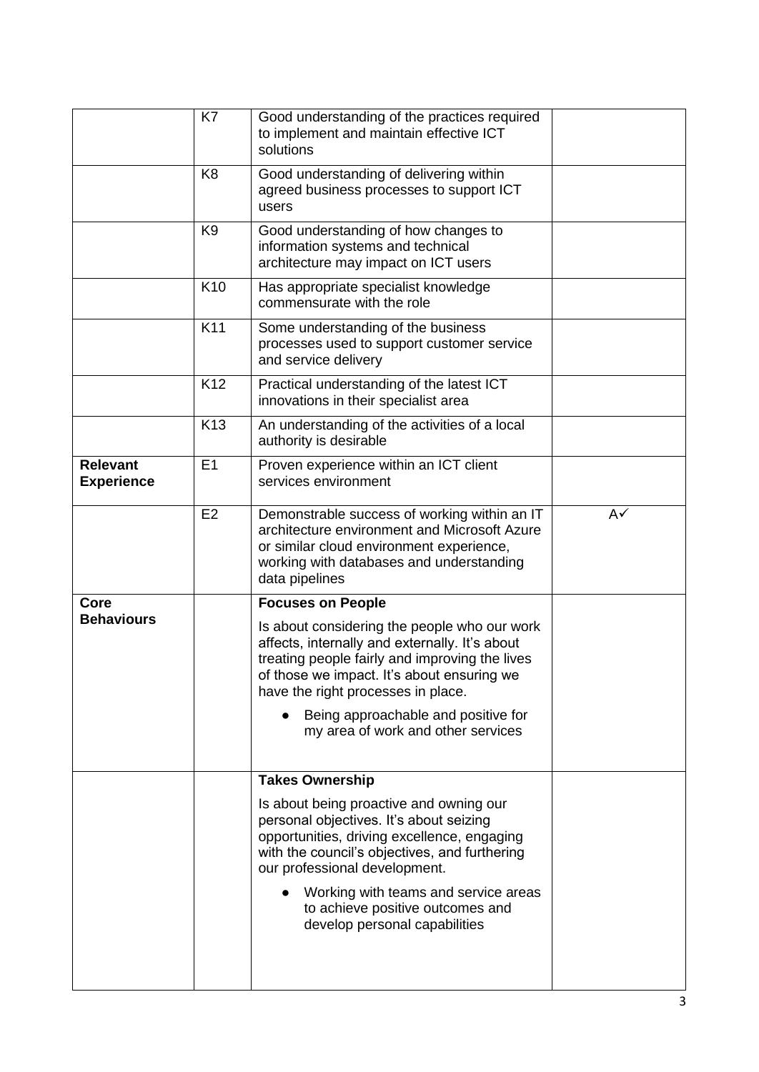| | | | |
|---|---|---|---|
| | K7 | Good understanding of the practices required to implement and maintain effective ICT solutions | |
| | K8 | Good understanding of delivering within agreed business processes to support ICT users | |
| | K9 | Good understanding of how changes to information systems and technical architecture may impact on ICT users | |
| | K10 | Has appropriate specialist knowledge commensurate with the role | |
| | K11 | Some understanding of the business processes used to support customer service and service delivery | |
| | K12 | Practical understanding of the latest ICT innovations in their specialist area | |
| | K13 | An understanding of the activities of a local authority is desirable | |
| **Relevant Experience** | E1 | Proven experience within an ICT client services environment | |
| | E2 | Demonstrable success of working within an IT architecture environment and Microsoft Azure or similar cloud environment experience, working with databases and understanding data pipelines | A✓ |
| **Core Behaviours** | | **Focuses on People**<br><br>Is about considering the people who our work affects, internally and externally. It's about treating people fairly and improving the lives of those we impact. It's about ensuring we have the right processes in place.<br><br>● Being approachable and positive for my area of work and other services | |
| | | **Takes Ownership**<br><br>Is about being proactive and owning our personal objectives. It's about seizing opportunities, driving excellence, engaging with the council's objectives, and furthering our professional development.<br><br>● Working with teams and service areas to achieve positive outcomes and develop personal capabilities | |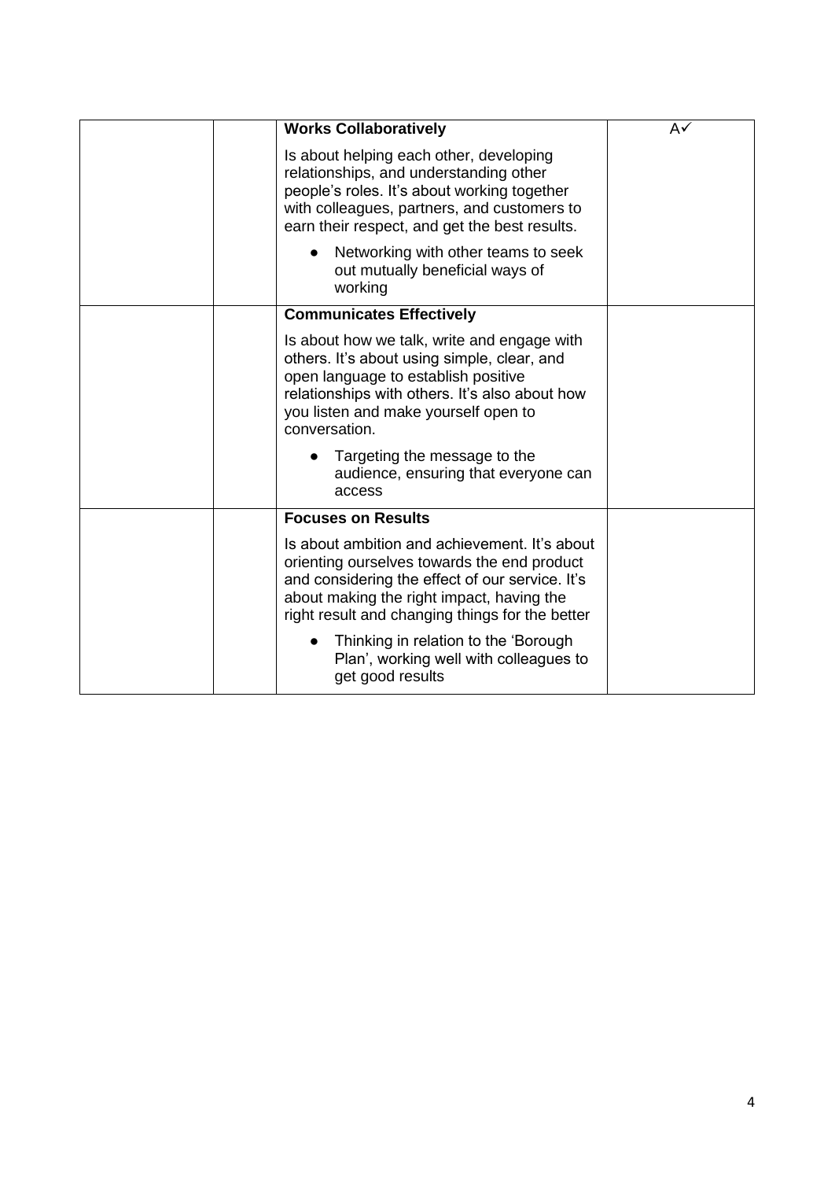| | | | |
|---|---|---|---|
| | | **Works Collaboratively**<br><br>Is about helping each other, developing relationships, and understanding other people's roles. It's about working together with colleagues, partners, and customers to earn their respect, and get the best results.<br><br>• Networking with other teams to seek out mutually beneficial ways of working | A✓ |
| | | **Communicates Effectively**<br><br>Is about how we talk, write and engage with others. It's about using simple, clear, and open language to establish positive relationships with others. It's also about how you listen and make yourself open to conversation.<br><br>• Targeting the message to the audience, ensuring that everyone can access | |
| | | **Focuses on Results**<br><br>Is about ambition and achievement. It's about orienting ourselves towards the end product and considering the effect of our service. It's about making the right impact, having the right result and changing things for the better<br><br>• Thinking in relation to the 'Borough Plan', working well with colleagues to get good results | |